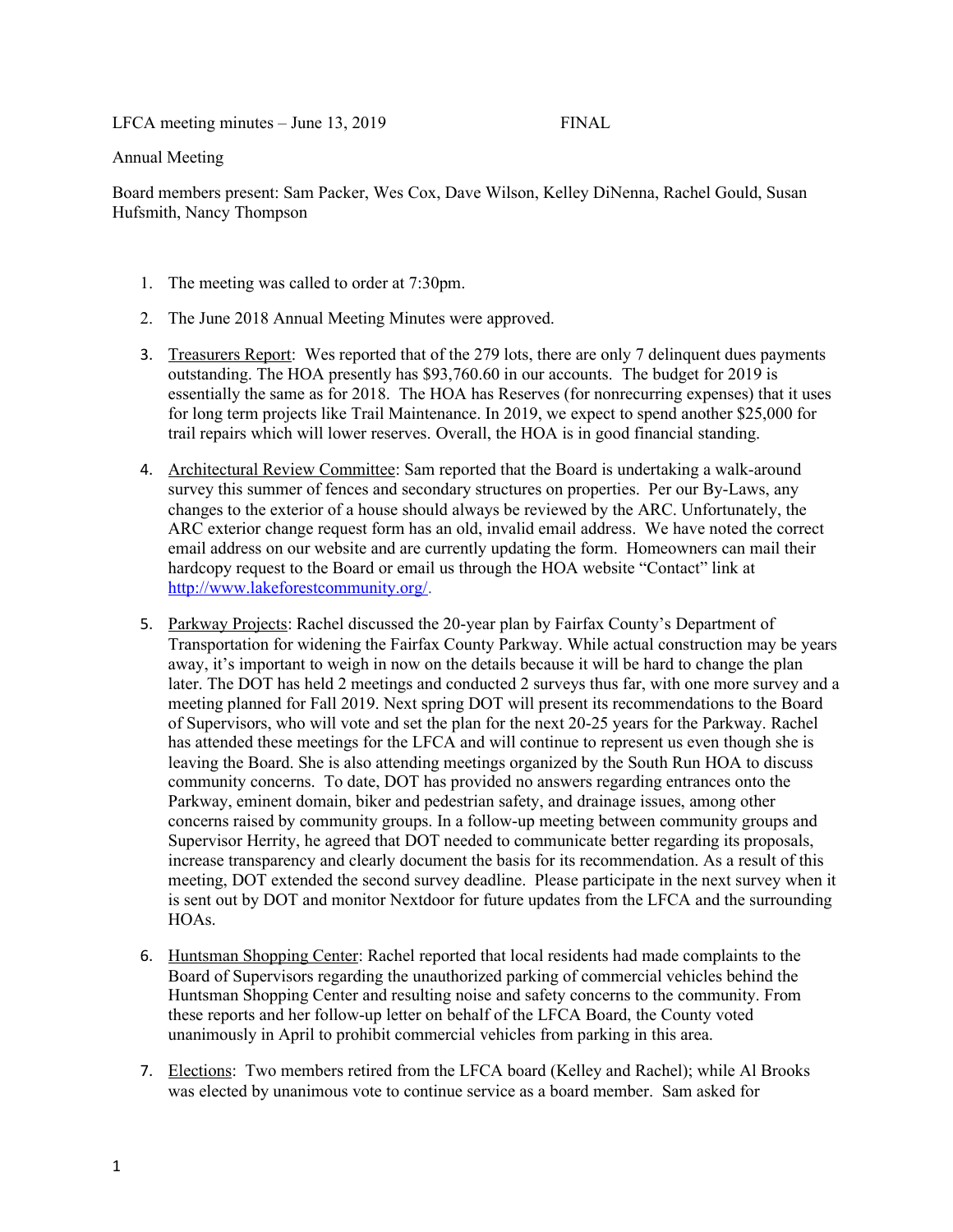LFCA meeting minutes – June 13, 2019 FINAL

Annual Meeting

Board members present: Sam Packer, Wes Cox, Dave Wilson, Kelley DiNenna, Rachel Gould, Susan Hufsmith, Nancy Thompson

1. The meeting was called to order at 7:30pm.

2. The June 2018 Annual Meeting Minutes were approved.

3. Treasurers Report: Wes reported that of the 279 lots, there are only 7 delinquent dues payments outstanding. The HOA presently has $93,760.60 in our accounts. The budget for 2019 is essentially the same as for 2018. The HOA has Reserves (for nonrecurring expenses) that it uses for long term projects like Trail Maintenance. In 2019, we expect to spend another $25,000 for trail repairs which will lower reserves. Overall, the HOA is in good financial standing.

4. Architectural Review Committee: Sam reported that the Board is undertaking a walk-around survey this summer of fences and secondary structures on properties. Per our By-Laws, any changes to the exterior of a house should always be reviewed by the ARC. Unfortunately, the ARC exterior change request form has an old, invalid email address. We have noted the correct email address on our website and are currently updating the form. Homeowners can mail their hardcopy request to the Board or email us through the HOA website "Contact" link at http://www.lakeforestcommunity.org/.

5. Parkway Projects: Rachel discussed the 20-year plan by Fairfax County's Department of Transportation for widening the Fairfax County Parkway. While actual construction may be years away, it's important to weigh in now on the details because it will be hard to change the plan later. The DOT has held 2 meetings and conducted 2 surveys thus far, with one more survey and a meeting planned for Fall 2019. Next spring DOT will present its recommendations to the Board of Supervisors, who will vote and set the plan for the next 20-25 years for the Parkway. Rachel has attended these meetings for the LFCA and will continue to represent us even though she is leaving the Board. She is also attending meetings organized by the South Run HOA to discuss community concerns. To date, DOT has provided no answers regarding entrances onto the Parkway, eminent domain, biker and pedestrian safety, and drainage issues, among other concerns raised by community groups. In a follow-up meeting between community groups and Supervisor Herrity, he agreed that DOT needed to communicate better regarding its proposals, increase transparency and clearly document the basis for its recommendation. As a result of this meeting, DOT extended the second survey deadline. Please participate in the next survey when it is sent out by DOT and monitor Nextdoor for future updates from the LFCA and the surrounding HOAs.

6. Huntsman Shopping Center: Rachel reported that local residents had made complaints to the Board of Supervisors regarding the unauthorized parking of commercial vehicles behind the Huntsman Shopping Center and resulting noise and safety concerns to the community. From these reports and her follow-up letter on behalf of the LFCA Board, the County voted unanimously in April to prohibit commercial vehicles from parking in this area.

7. Elections: Two members retired from the LFCA board (Kelley and Rachel); while Al Brooks was elected by unanimous vote to continue service as a board member. Sam asked for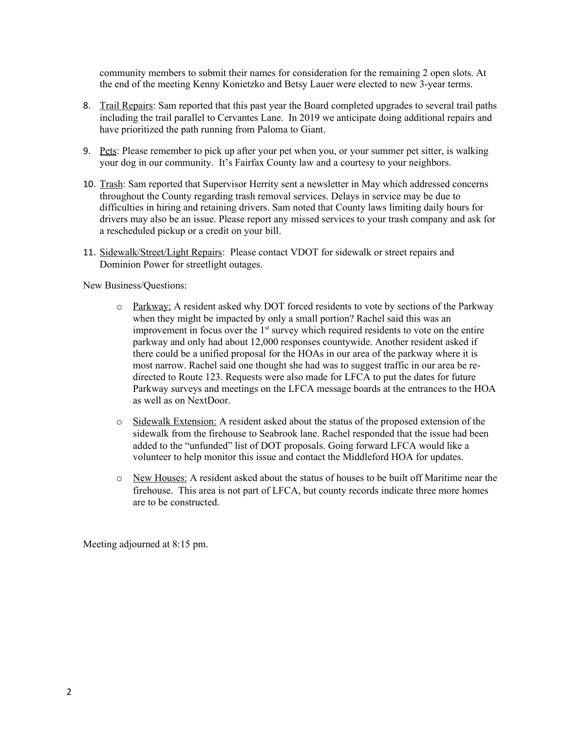community members to submit their names for consideration for the remaining 2 open slots. At the end of the meeting Kenny Konietzko and Betsy Lauer were elected to new 3-year terms.

8. Trail Repairs: Sam reported that this past year the Board completed upgrades to several trail paths including the trail parallel to Cervantes Lane. In 2019 we anticipate doing additional repairs and have prioritized the path running from Paloma to Giant.

9. Pets: Please remember to pick up after your pet when you, or your summer pet sitter, is walking your dog in our community. It's Fairfax County law and a courtesy to your neighbors.

10. Trash: Sam reported that Supervisor Herrity sent a newsletter in May which addressed concerns throughout the County regarding trash removal services. Delays in service may be due to difficulties in hiring and retaining drivers. Sam noted that County laws limiting daily hours for drivers may also be an issue. Please report any missed services to your trash company and ask for a rescheduled pickup or a credit on your bill.

11. Sidewalk/Street/Light Repairs: Please contact VDOT for sidewalk or street repairs and Dominion Power for streetlight outages.

New Business/Questions:

- Parkway: A resident asked why DOT forced residents to vote by sections of the Parkway when they might be impacted by only a small portion? Rachel said this was an improvement in focus over the 1st survey which required residents to vote on the entire parkway and only had about 12,000 responses countywide. Another resident asked if there could be a unified proposal for the HOAs in our area of the parkway where it is most narrow. Rachel said one thought she had was to suggest traffic in our area be re-directed to Route 123. Requests were also made for LFCA to put the dates for future Parkway surveys and meetings on the LFCA message boards at the entrances to the HOA as well as on NextDoor.

- Sidewalk Extension: A resident asked about the status of the proposed extension of the sidewalk from the firehouse to Seabrook lane. Rachel responded that the issue had been added to the "unfunded" list of DOT proposals. Going forward LFCA would like a volunteer to help monitor this issue and contact the Middleford HOA for updates.

- New Houses: A resident asked about the status of houses to be built off Maritime near the firehouse. This area is not part of LFCA, but county records indicate three more homes are to be constructed.

Meeting adjourned at 8:15 pm.